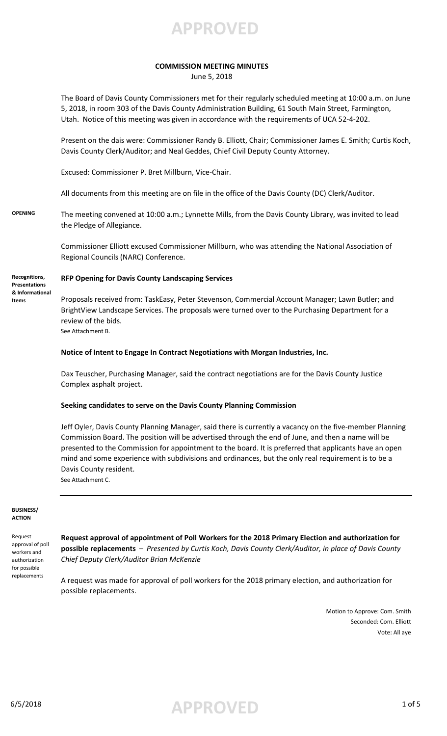**APPROVED**

# COMMISSION MEETING MINUTES

June 5, 2018

The Board of Davis County Commissioners met for their regularly scheduled meeting at 10:00 a.m. on June 5, 2018, in room 303 of the Davis County Administration Building, 61 South Main Street, Farmington, Utah. Notice of this meeting was given in accordance with the requirements of UCA 52-4-202.

Present on the dais were: Commissioner Randy B. Elliott, Chair; Commissioner James E. Smith; Curtis Koch, Davis County Clerk/Auditor; and Neal Geddes, Chief Civil Deputy County Attorney.

Excused: Commissioner P. Bret Millburn, Vice-Chair.

All documents from this meeting are on file in the office of the Davis County (DC) Clerk/Auditor.

**OPENING**

The meeting convened at 10:00 a.m.; Lynnette Mills, from the Davis County Library, was invited to lead the Pledge of Allegiance.

Commissioner Elliott excused Commissioner Millburn, who was attending the National Association of Regional Councils (NARC) Conference.

**Recognitions, Presentations & Informational Items**

**RFP Opening for Davis County Landscaping Services**

Proposals received from: TaskEasy, Peter Stevenson, Commercial Account Manager; Lawn Butler; and BrightView Landscape Services. The proposals were turned over to the Purchasing Department for a review of the bids.
See Attachment B.

**Notice of Intent to Engage In Contract Negotiations with Morgan Industries, Inc.**

Dax Teuscher, Purchasing Manager, said the contract negotiations are for the Davis County Justice Complex asphalt project.

**Seeking candidates to serve on the Davis County Planning Commission**

Jeff Oyler, Davis County Planning Manager, said there is currently a vacancy on the five-member Planning Commission Board. The position will be advertised through the end of June, and then a name will be presented to the Commission for appointment to the board. It is preferred that applicants have an open mind and some experience with subdivisions and ordinances, but the only real requirement is to be a Davis County resident.
See Attachment C.

---

**BUSINESS/ ACTION**

*Request approval of poll workers and authorization for possible replacements*

**Request approval of appointment of Poll Workers for the 2018 Primary Election and authorization for possible replacements** – *Presented by Curtis Koch, Davis County Clerk/Auditor, in place of Davis County Chief Deputy Clerk/Auditor Brian McKenzie*

A request was made for approval of poll workers for the 2018 primary election, and authorization for possible replacements.

Motion to Approve: Com. Smith
Seconded: Com. Elliott
Vote: All aye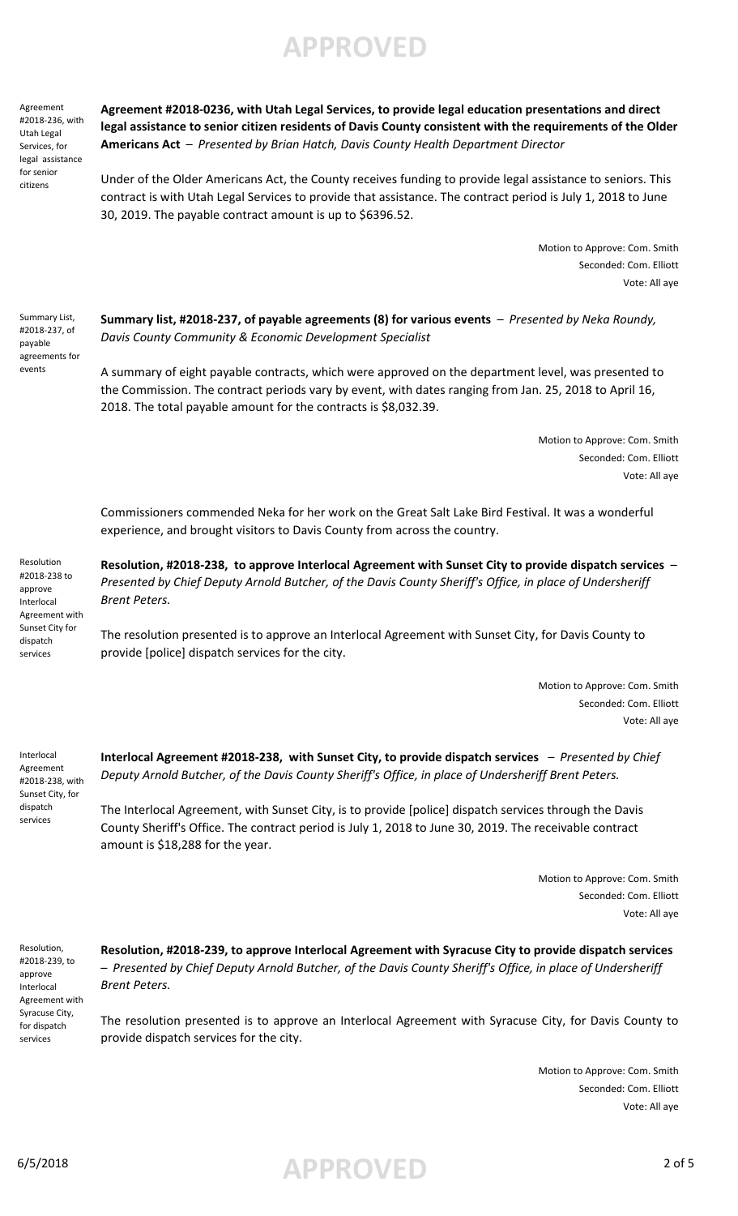Agreement #2018-236, with Utah Legal Services, for legal assistance for senior citizens

**Agreement #2018-0236, with Utah Legal Services, to provide legal education presentations and direct legal assistance to senior citizen residents of Davis County consistent with the requirements of the Older Americans Act** – *Presented by Brian Hatch, Davis County Health Department Director*

Under of the Older Americans Act, the County receives funding to provide legal assistance to seniors. This contract is with Utah Legal Services to provide that assistance. The contract period is July 1, 2018 to June 30, 2019. The payable contract amount is up to $6396.52.

Motion to Approve: Com. Smith
Seconded: Com. Elliott
Vote: All aye

Summary List, #2018-237, of payable agreements for events

**Summary list, #2018-237, of payable agreements (8) for various events** – *Presented by Neka Roundy, Davis County Community & Economic Development Specialist*

A summary of eight payable contracts, which were approved on the department level, was presented to the Commission. The contract periods vary by event, with dates ranging from Jan. 25, 2018 to April 16, 2018. The total payable amount for the contracts is $8,032.39.

Motion to Approve: Com. Smith
Seconded: Com. Elliott
Vote: All aye

Commissioners commended Neka for her work on the Great Salt Lake Bird Festival. It was a wonderful experience, and brought visitors to Davis County from across the country.

Resolution #2018-238 to approve Interlocal Agreement with Sunset City for dispatch services

**Resolution, #2018-238, to approve Interlocal Agreement with Sunset City to provide dispatch services** – *Presented by Chief Deputy Arnold Butcher, of the Davis County Sheriff's Office, in place of Undersheriff Brent Peters.*

The resolution presented is to approve an Interlocal Agreement with Sunset City, for Davis County to provide [police] dispatch services for the city.

Motion to Approve: Com. Smith
Seconded: Com. Elliott
Vote: All aye

Interlocal Agreement #2018-238, with Sunset City, for dispatch services

**Interlocal Agreement #2018-238, with Sunset City, to provide dispatch services** – *Presented by Chief Deputy Arnold Butcher, of the Davis County Sheriff's Office, in place of Undersheriff Brent Peters.*

The Interlocal Agreement, with Sunset City, is to provide [police] dispatch services through the Davis County Sheriff's Office. The contract period is July 1, 2018 to June 30, 2019. The receivable contract amount is $18,288 for the year.

Motion to Approve: Com. Smith
Seconded: Com. Elliott
Vote: All aye

Resolution, #2018-239, to approve Interlocal Agreement with Syracuse City, for dispatch services

**Resolution, #2018-239, to approve Interlocal Agreement with Syracuse City to provide dispatch services** – *Presented by Chief Deputy Arnold Butcher, of the Davis County Sheriff's Office, in place of Undersheriff Brent Peters.*

The resolution presented is to approve an Interlocal Agreement with Syracuse City, for Davis County to provide dispatch services for the city.

Motion to Approve: Com. Smith
Seconded: Com. Elliott
Vote: All aye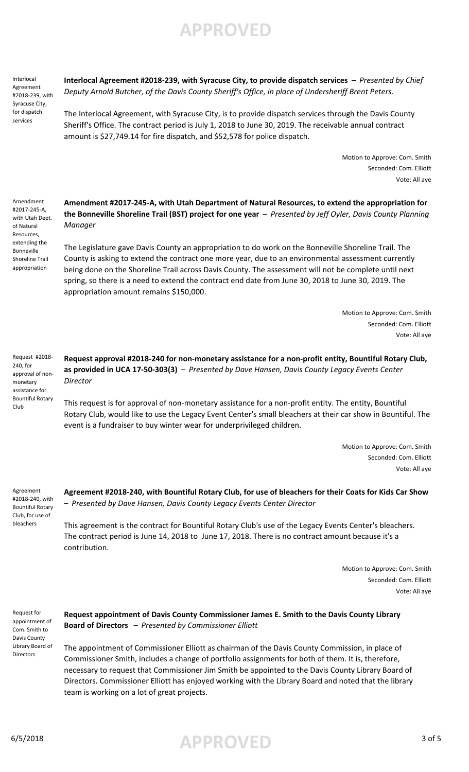Interlocal Agreement #2018-239, with Syracuse City, for dispatch services

**Interlocal Agreement #2018-239, with Syracuse City, to provide dispatch services** – *Presented by Chief Deputy Arnold Butcher, of the Davis County Sheriff's Office, in place of Undersheriff Brent Peters.*

The Interlocal Agreement, with Syracuse City, is to provide dispatch services through the Davis County Sheriff's Office. The contract period is July 1, 2018 to June 30, 2019. The receivable annual contract amount is $27,749.14 for fire dispatch, and $52,578 for police dispatch.

Motion to Approve: Com. Smith
Seconded: Com. Elliott
Vote: All aye

Amendment #2017-245-A, with Utah Dept. of Natural Resources, extending the Bonneville Shoreline Trail appropriation

**Amendment #2017-245-A, with Utah Department of Natural Resources, to extend the appropriation for the Bonneville Shoreline Trail (BST) project for one year** – *Presented by Jeff Oyler, Davis County Planning Manager*

The Legislature gave Davis County an appropriation to do work on the Bonneville Shoreline Trail. The County is asking to extend the contract one more year, due to an environmental assessment currently being done on the Shoreline Trail across Davis County. The assessment will not be complete until next spring, so there is a need to extend the contract end date from June 30, 2018 to June 30, 2019. The appropriation amount remains $150,000.

Motion to Approve: Com. Smith
Seconded: Com. Elliott
Vote: All aye

Request #2018-240, for approval of non-monetary assistance for Bountiful Rotary Club

**Request approval #2018-240 for non-monetary assistance for a non-profit entity, Bountiful Rotary Club, as provided in UCA 17-50-303(3)** – *Presented by Dave Hansen, Davis County Legacy Events Center Director*

This request is for approval of non-monetary assistance for a non-profit entity. The entity, Bountiful Rotary Club, would like to use the Legacy Event Center's small bleachers at their car show in Bountiful. The event is a fundraiser to buy winter wear for underprivileged children.

Motion to Approve: Com. Smith
Seconded: Com. Elliott
Vote: All aye

Agreement #2018-240, with Bountiful Rotary Club, for use of bleachers

**Agreement #2018-240, with Bountiful Rotary Club, for use of bleachers for their Coats for Kids Car Show** – *Presented by Dave Hansen, Davis County Legacy Events Center Director*

This agreement is the contract for Bountiful Rotary Club's use of the Legacy Events Center's bleachers. The contract period is June 14, 2018 to June 17, 2018. There is no contract amount because it's a contribution.

Motion to Approve: Com. Smith
Seconded: Com. Elliott
Vote: All aye

Request for appointment of Com. Smith to Davis County Library Board of Directors

**Request appointment of Davis County Commissioner James E. Smith to the Davis County Library Board of Directors** – *Presented by Commissioner Elliott*

The appointment of Commissioner Elliott as chairman of the Davis County Commission, in place of Commissioner Smith, includes a change of portfolio assignments for both of them. It is, therefore, necessary to request that Commissioner Jim Smith be appointed to the Davis County Library Board of Directors. Commissioner Elliott has enjoyed working with the Library Board and noted that the library team is working on a lot of great projects.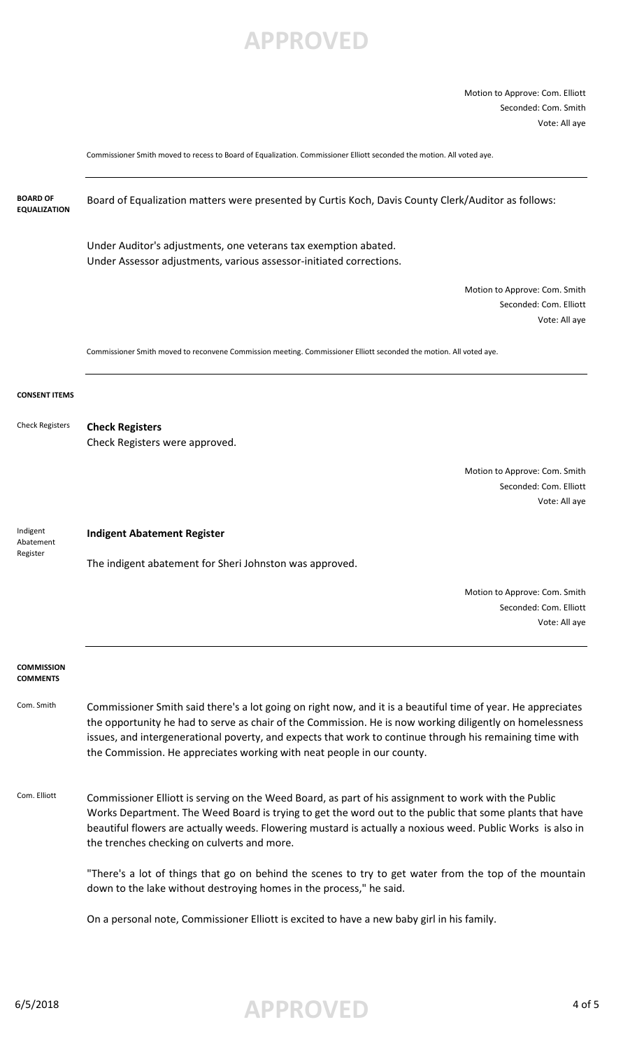Motion to Approve: Com. Elliott
Seconded: Com. Smith
Vote: All aye

Commissioner Smith moved to recess to Board of Equalization. Commissioner Elliott seconded the motion. All voted aye.

---

## BOARD OF EQUALIZATION

Board of Equalization matters were presented by Curtis Koch, Davis County Clerk/Auditor as follows:

Under Auditor's adjustments, one veterans tax exemption abated.
Under Assessor adjustments, various assessor-initiated corrections.

Motion to Approve: Com. Smith
Seconded: Com. Elliott
Vote: All aye

Commissioner Smith moved to reconvene Commission meeting. Commissioner Elliott seconded the motion. All voted aye.

---

## CONSENT ITEMS

Check Registers

**Check Registers**
Check Registers were approved.

Motion to Approve: Com. Smith
Seconded: Com. Elliott
Vote: All aye

Indigent Abatement Register

**Indigent Abatement Register**

The indigent abatement for Sheri Johnston was approved.

Motion to Approve: Com. Smith
Seconded: Com. Elliott
Vote: All aye

---

## COMMISSION COMMENTS

Com. Smith

Commissioner Smith said there's a lot going on right now, and it is a beautiful time of year. He appreciates the opportunity he had to serve as chair of the Commission. He is now working diligently on homelessness issues, and intergenerational poverty, and expects that work to continue through his remaining time with the Commission. He appreciates working with neat people in our county.

Com. Elliott

Commissioner Elliott is serving on the Weed Board, as part of his assignment to work with the Public Works Department. The Weed Board is trying to get the word out to the public that some plants that have beautiful flowers are actually weeds. Flowering mustard is actually a noxious weed. Public Works is also in the trenches checking on culverts and more.

"There's a lot of things that go on behind the scenes to try to get water from the top of the mountain down to the lake without destroying homes in the process," he said.

On a personal note, Commissioner Elliott is excited to have a new baby girl in his family.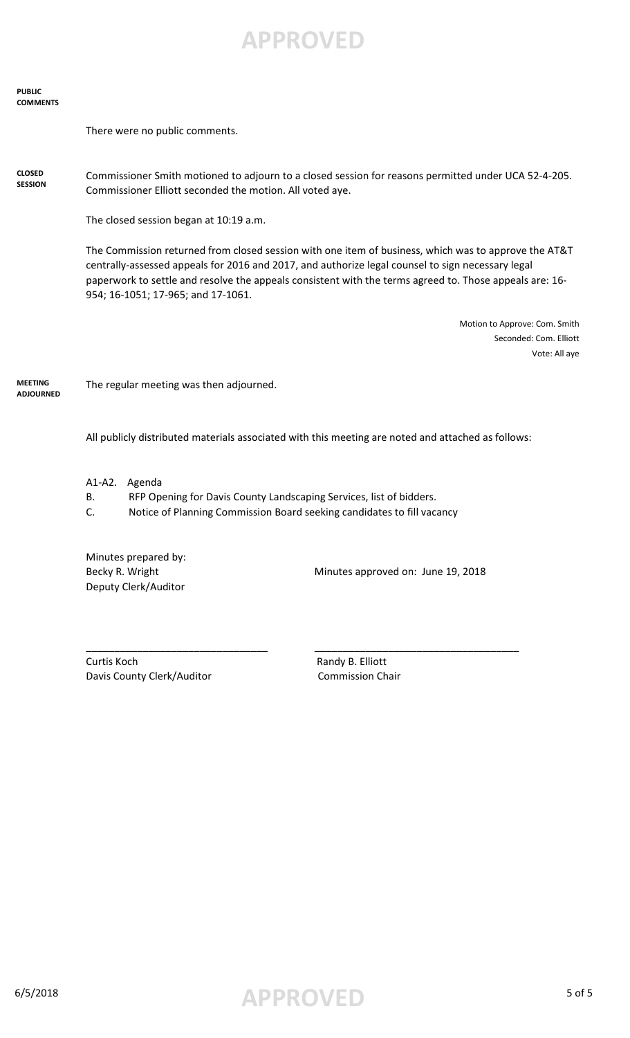**APPROVED**

**PUBLIC COMMENTS**

There were no public comments.

**CLOSED SESSION**

Commissioner Smith motioned to adjourn to a closed session for reasons permitted under UCA 52-4-205. Commissioner Elliott seconded the motion. All voted aye.

The closed session began at 10:19 a.m.

The Commission returned from closed session with one item of business, which was to approve the AT&T centrally-assessed appeals for 2016 and 2017, and authorize legal counsel to sign necessary legal paperwork to settle and resolve the appeals consistent with the terms agreed to. Those appeals are: 16-954; 16-1051; 17-965; and 17-1061.

Motion to Approve: Com. Smith
Seconded: Com. Elliott
Vote: All aye

**MEETING ADJOURNED**

The regular meeting was then adjourned.

All publicly distributed materials associated with this meeting are noted and attached as follows:

A1-A2. Agenda
B. RFP Opening for Davis County Landscaping Services, list of bidders.
C. Notice of Planning Commission Board seeking candidates to fill vacancy

Minutes prepared by:
Becky R. Wright
Deputy Clerk/Auditor

Minutes approved on: June 19, 2018

\_\_\_\_\_\_\_\_\_\_\_\_\_\_\_\_\_\_\_\_\_\_\_\_\_\_\_\_\_\_\_\_
Curtis Koch
Davis County Clerk/Auditor

\_\_\_\_\_\_\_\_\_\_\_\_\_\_\_\_\_\_\_\_\_\_\_\_\_\_\_\_\_\_\_\_
Randy B. Elliott
Commission Chair

6/5/2018 **APPROVED**